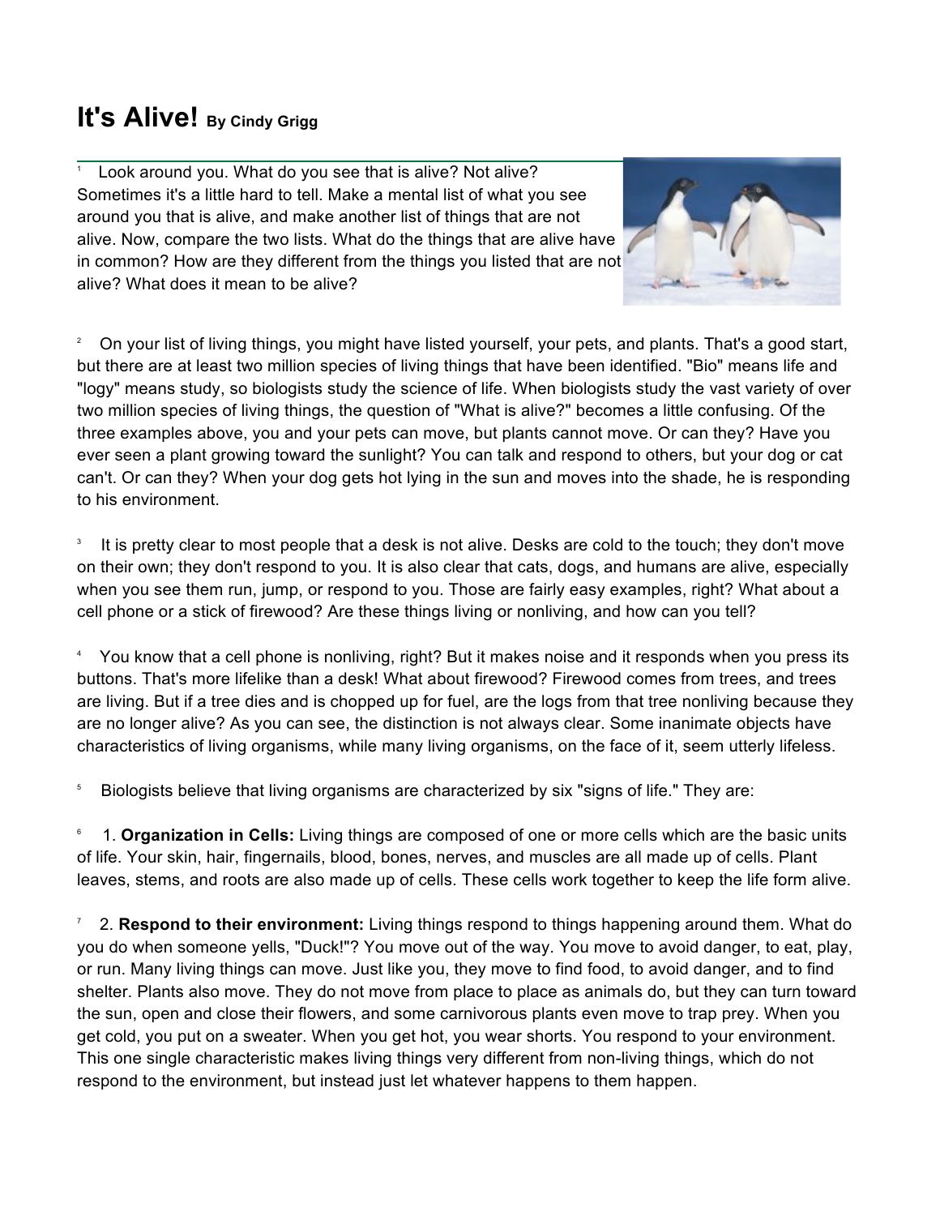# It's Alive! By Cindy Grigg

[1] Look around you. What do you see that is alive? Not alive? Sometimes it's a little hard to tell. Make a mental list of what you see around you that is alive, and make another list of things that are not alive. Now, compare the two lists. What do the things that are alive have in common? How are they different from the things you listed that are not alive? What does it mean to be alive?

[2] On your list of living things, you might have listed yourself, your pets, and plants. That's a good start, but there are at least two million species of living things that have been identified. "Bio" means life and "logy" means study, so biologists study the science of life. When biologists study the vast variety of over two million species of living things, the question of "What is alive?" becomes a little confusing. Of the three examples above, you and your pets can move, but plants cannot move. Or can they? Have you ever seen a plant growing toward the sunlight? You can talk and respond to others, but your dog or cat can't. Or can they? When your dog gets hot lying in the sun and moves into the shade, he is responding to his environment.

[3] It is pretty clear to most people that a desk is not alive. Desks are cold to the touch; they don't move on their own; they don't respond to you. It is also clear that cats, dogs, and humans are alive, especially when you see them run, jump, or respond to you. Those are fairly easy examples, right? What about a cell phone or a stick of firewood? Are these things living or nonliving, and how can you tell?

[4] You know that a cell phone is nonliving, right? But it makes noise and it responds when you press its buttons. That's more lifelike than a desk! What about firewood? Firewood comes from trees, and trees are living. But if a tree dies and is chopped up for fuel, are the logs from that tree nonliving because they are no longer alive? As you can see, the distinction is not always clear. Some inanimate objects have characteristics of living organisms, while many living organisms, on the face of it, seem utterly lifeless.

[5] Biologists believe that living organisms are characterized by six "signs of life." They are:

[6] 1. **Organization in Cells:** Living things are composed of one or more cells which are the basic units of life. Your skin, hair, fingernails, blood, bones, nerves, and muscles are all made up of cells. Plant leaves, stems, and roots are also made up of cells. These cells work together to keep the life form alive.

[7] 2. **Respond to their environment:** Living things respond to things happening around them. What do you do when someone yells, "Duck!"? You move out of the way. You move to avoid danger, to eat, play, or run. Many living things can move. Just like you, they move to find food, to avoid danger, and to find shelter. Plants also move. They do not move from place to place as animals do, but they can turn toward the sun, open and close their flowers, and some carnivorous plants even move to trap prey. When you get cold, you put on a sweater. When you get hot, you wear shorts. You respond to your environment. This one single characteristic makes living things very different from non-living things, which do not respond to the environment, but instead just let whatever happens to them happen.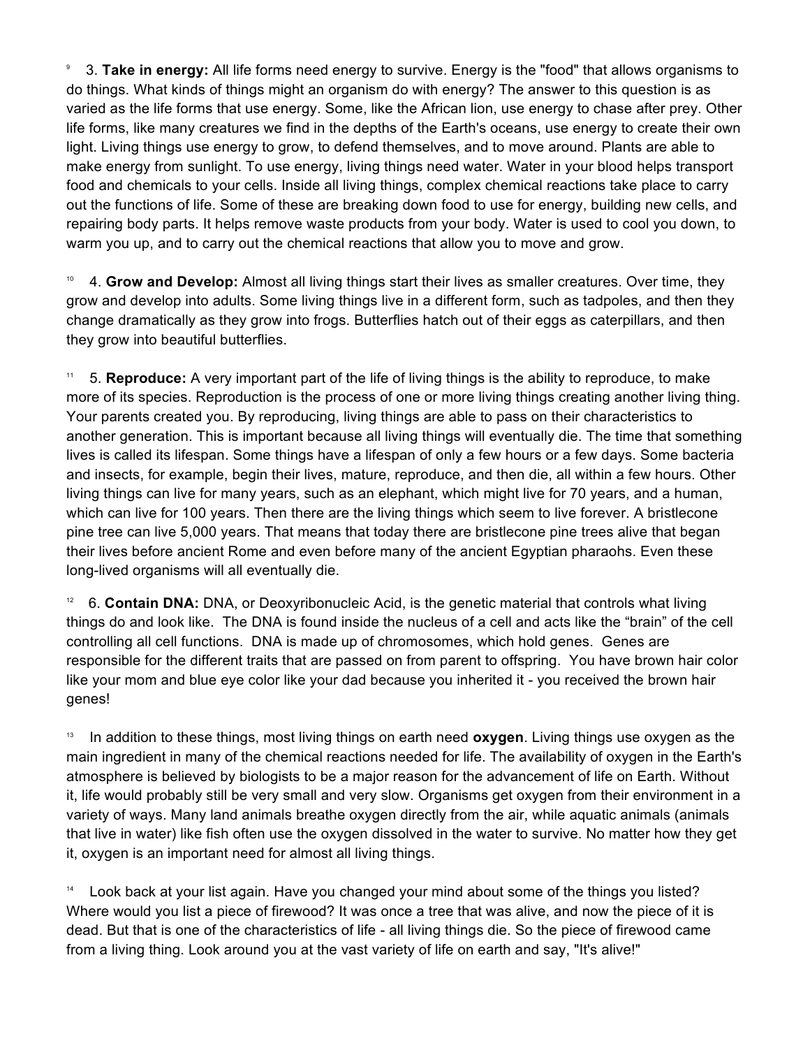[9] 3. **Take in energy:** All life forms need energy to survive. Energy is the "food" that allows organisms to do things. What kinds of things might an organism do with energy? The answer to this question is as varied as the life forms that use energy. Some, like the African lion, use energy to chase after prey. Other life forms, like many creatures we find in the depths of the Earth's oceans, use energy to create their own light. Living things use energy to grow, to defend themselves, and to move around. Plants are able to make energy from sunlight. To use energy, living things need water. Water in your blood helps transport food and chemicals to your cells. Inside all living things, complex chemical reactions take place to carry out the functions of life. Some of these are breaking down food to use for energy, building new cells, and repairing body parts. It helps remove waste products from your body. Water is used to cool you down, to warm you up, and to carry out the chemical reactions that allow you to move and grow.

[10] 4. **Grow and Develop:** Almost all living things start their lives as smaller creatures. Over time, they grow and develop into adults. Some living things live in a different form, such as tadpoles, and then they change dramatically as they grow into frogs. Butterflies hatch out of their eggs as caterpillars, and then they grow into beautiful butterflies.

[11] 5. **Reproduce:** A very important part of the life of living things is the ability to reproduce, to make more of its species. Reproduction is the process of one or more living things creating another living thing. Your parents created you. By reproducing, living things are able to pass on their characteristics to another generation. This is important because all living things will eventually die. The time that something lives is called its lifespan. Some things have a lifespan of only a few hours or a few days. Some bacteria and insects, for example, begin their lives, mature, reproduce, and then die, all within a few hours. Other living things can live for many years, such as an elephant, which might live for 70 years, and a human, which can live for 100 years. Then there are the living things which seem to live forever. A bristlecone pine tree can live 5,000 years. That means that today there are bristlecone pine trees alive that began their lives before ancient Rome and even before many of the ancient Egyptian pharaohs. Even these long-lived organisms will all eventually die.

[12] 6. **Contain DNA:** DNA, or Deoxyribonucleic Acid, is the genetic material that controls what living things do and look like. The DNA is found inside the nucleus of a cell and acts like the "brain" of the cell controlling all cell functions. DNA is made up of chromosomes, which hold genes. Genes are responsible for the different traits that are passed on from parent to offspring. You have brown hair color like your mom and blue eye color like your dad because you inherited it - you received the brown hair genes!

[13] In addition to these things, most living things on earth need **oxygen**. Living things use oxygen as the main ingredient in many of the chemical reactions needed for life. The availability of oxygen in the Earth's atmosphere is believed by biologists to be a major reason for the advancement of life on Earth. Without it, life would probably still be very small and very slow. Organisms get oxygen from their environment in a variety of ways. Many land animals breathe oxygen directly from the air, while aquatic animals (animals that live in water) like fish often use the oxygen dissolved in the water to survive. No matter how they get it, oxygen is an important need for almost all living things.

[14] Look back at your list again. Have you changed your mind about some of the things you listed? Where would you list a piece of firewood? It was once a tree that was alive, and now the piece of it is dead. But that is one of the characteristics of life - all living things die. So the piece of firewood came from a living thing. Look around you at the vast variety of life on earth and say, "It's alive!"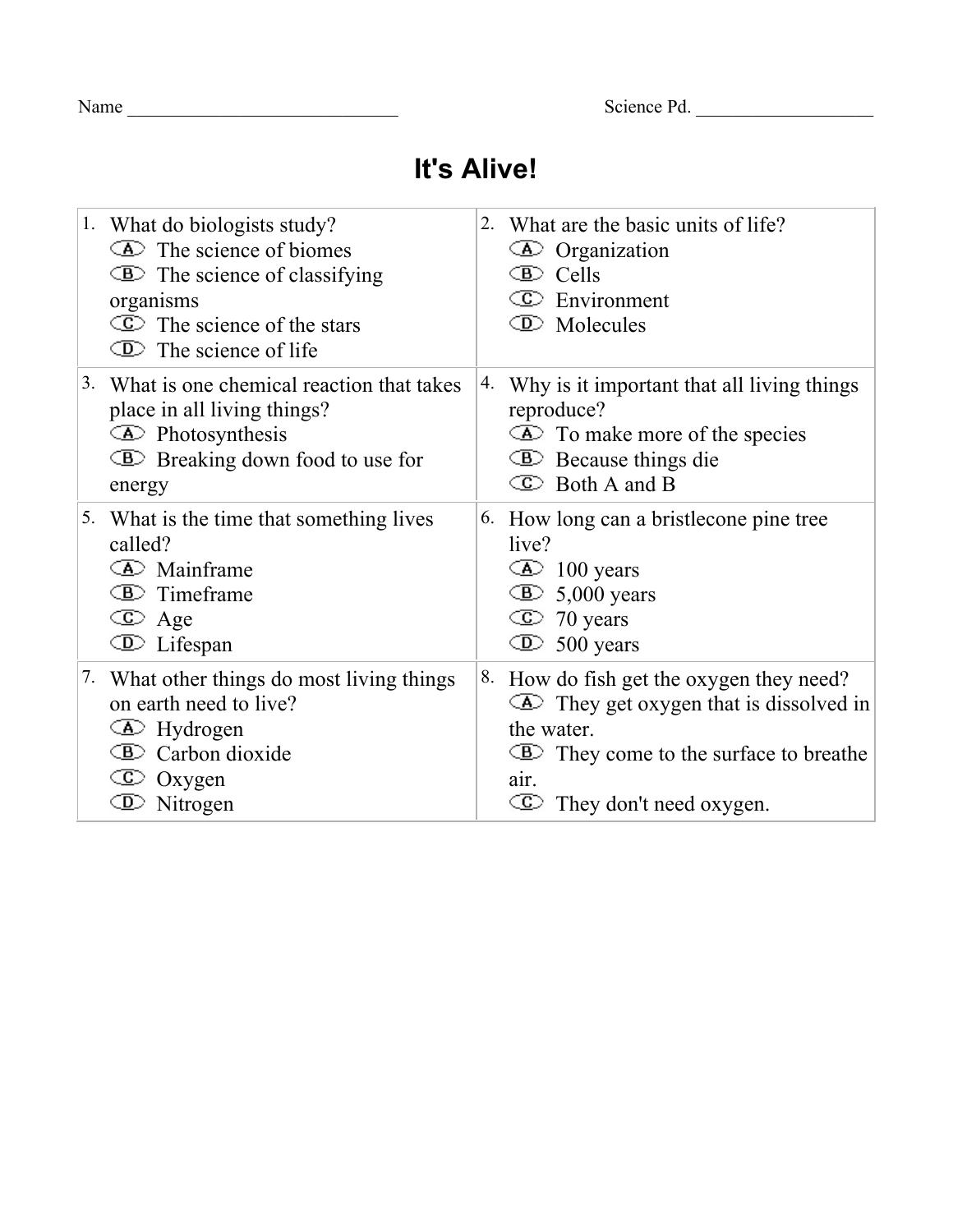Name ______________________________ Science Pd. ___________________

# It's Alive!

1. What do biologists study?
   - (A) The science of biomes
   - (B) The science of classifying organisms
   - (C) The science of the stars
   - (D) The science of life

2. What are the basic units of life?
   - (A) Organization
   - (B) Cells
   - (C) Environment
   - (D) Molecules

3. What is one chemical reaction that takes place in all living things?
   - (A) Photosynthesis
   - (B) Breaking down food to use for energy

4. Why is it important that all living things reproduce?
   - (A) To make more of the species
   - (B) Because things die
   - (C) Both A and B

5. What is the time that something lives called?
   - (A) Mainframe
   - (B) Timeframe
   - (C) Age
   - (D) Lifespan

6. How long can a bristlecone pine tree live?
   - (A) 100 years
   - (B) 5,000 years
   - (C) 70 years
   - (D) 500 years

7. What other things do most living things on earth need to live?
   - (A) Hydrogen
   - (B) Carbon dioxide
   - (C) Oxygen
   - (D) Nitrogen

8. How do fish get the oxygen they need?
   - (A) They get oxygen that is dissolved in the water.
   - (B) They come to the surface to breathe air.
   - (C) They don't need oxygen.